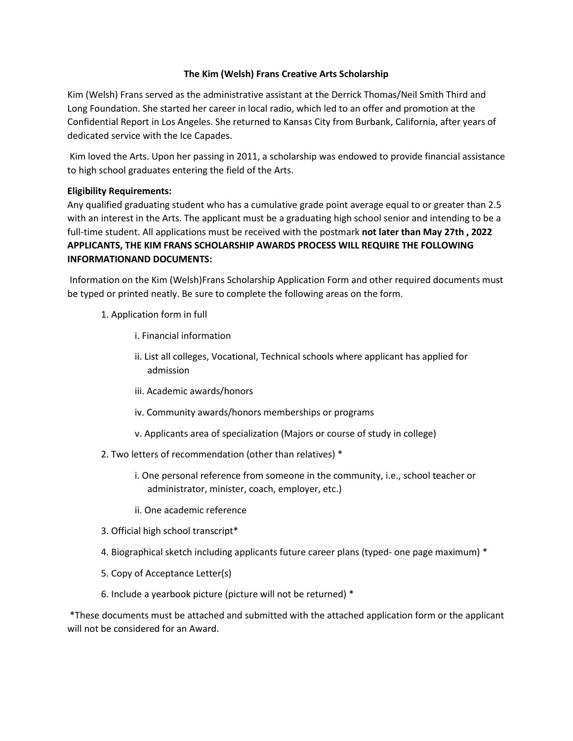# The Kim (Welsh) Frans Creative Arts Scholarship

Kim (Welsh) Frans served as the administrative assistant at the Derrick Thomas/Neil Smith Third and Long Foundation. She started her career in local radio, which led to an offer and promotion at the Confidential Report in Los Angeles. She returned to Kansas City from Burbank, California, after years of dedicated service with the Ice Capades.

Kim loved the Arts. Upon her passing in 2011, a scholarship was endowed to provide financial assistance to high school graduates entering the field of the Arts.

**Eligibility Requirements:**
Any qualified graduating student who has a cumulative grade point average equal to or greater than 2.5 with an interest in the Arts. The applicant must be a graduating high school senior and intending to be a full-time student. All applications must be received with the postmark **not later than May 27th , 2022**
**APPLICANTS, THE KIM FRANS SCHOLARSHIP AWARDS PROCESS WILL REQUIRE THE FOLLOWING INFORMATIONAND DOCUMENTS:**

Information on the Kim (Welsh)Frans Scholarship Application Form and other required documents must be typed or printed neatly. Be sure to complete the following areas on the form.

1. Application form in full
   - i. Financial information
   - ii. List all colleges, Vocational, Technical schools where applicant has applied for admission
   - iii. Academic awards/honors
   - iv. Community awards/honors memberships or programs
   - v. Applicants area of specialization (Majors or course of study in college)
2. Two letters of recommendation (other than relatives) *
   - i. One personal reference from someone in the community, i.e., school teacher or administrator, minister, coach, employer, etc.)
   - ii. One academic reference
3. Official high school transcript*
4. Biographical sketch including applicants future career plans (typed- one page maximum) *
5. Copy of Acceptance Letter(s)
6. Include a yearbook picture (picture will not be returned) *

*These documents must be attached and submitted with the attached application form or the applicant will not be considered for an Award.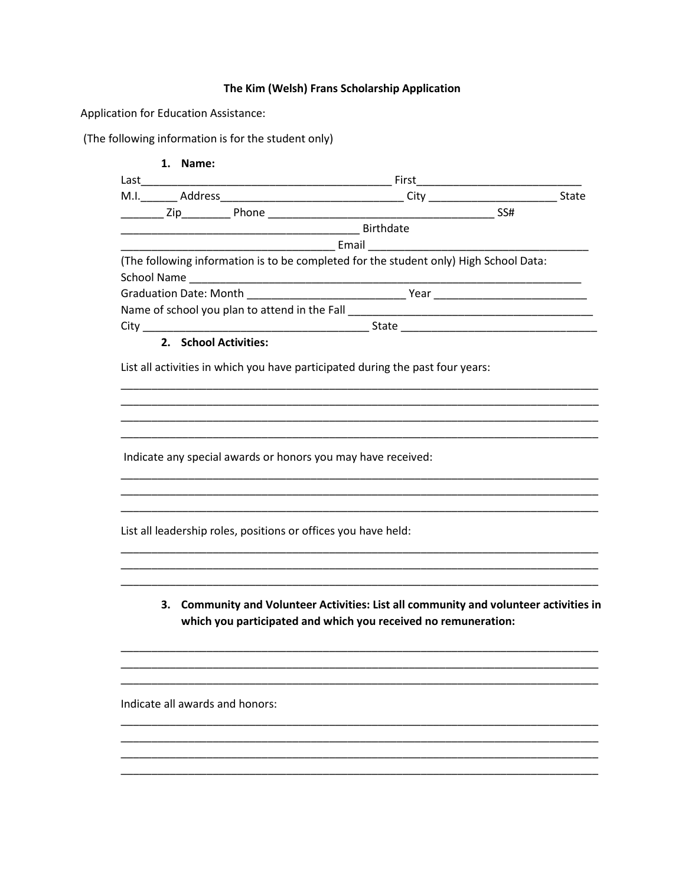**The Kim (Welsh) Frans Scholarship Application**

Application for Education Assistance:

(The following information is for the student only)

1. **Name:**

Last__________________________________________ First___________________________

M.I.______ Address______________________________ City _____________________ State _______ Zip________ Phone ______________________________________ SS# ______________________________________ Birthdate ___________________________________ Email ____________________________________

(The following information is to be completed for the student only) High School Data:

School Name ______________________________________________________________________

Graduation Date: Month __________________________ Year _________________________

Name of school you plan to attend in the Fall __________________________________________

City _____________________________________ State ________________________________

2. **School Activities:**

List all activities in which you have participated during the past four years:

_______________________________________________________________________________

_______________________________________________________________________________

_______________________________________________________________________________

_______________________________________________________________________________

Indicate any special awards or honors you may have received:

_______________________________________________________________________________

_______________________________________________________________________________

_______________________________________________________________________________

List all leadership roles, positions or offices you have held:

_______________________________________________________________________________

_______________________________________________________________________________

_______________________________________________________________________________

3. **Community and Volunteer Activities: List all community and volunteer activities in which you participated and which you received no remuneration:**

_______________________________________________________________________________

_______________________________________________________________________________

_______________________________________________________________________________

Indicate all awards and honors:

_______________________________________________________________________________

_______________________________________________________________________________

_______________________________________________________________________________

_______________________________________________________________________________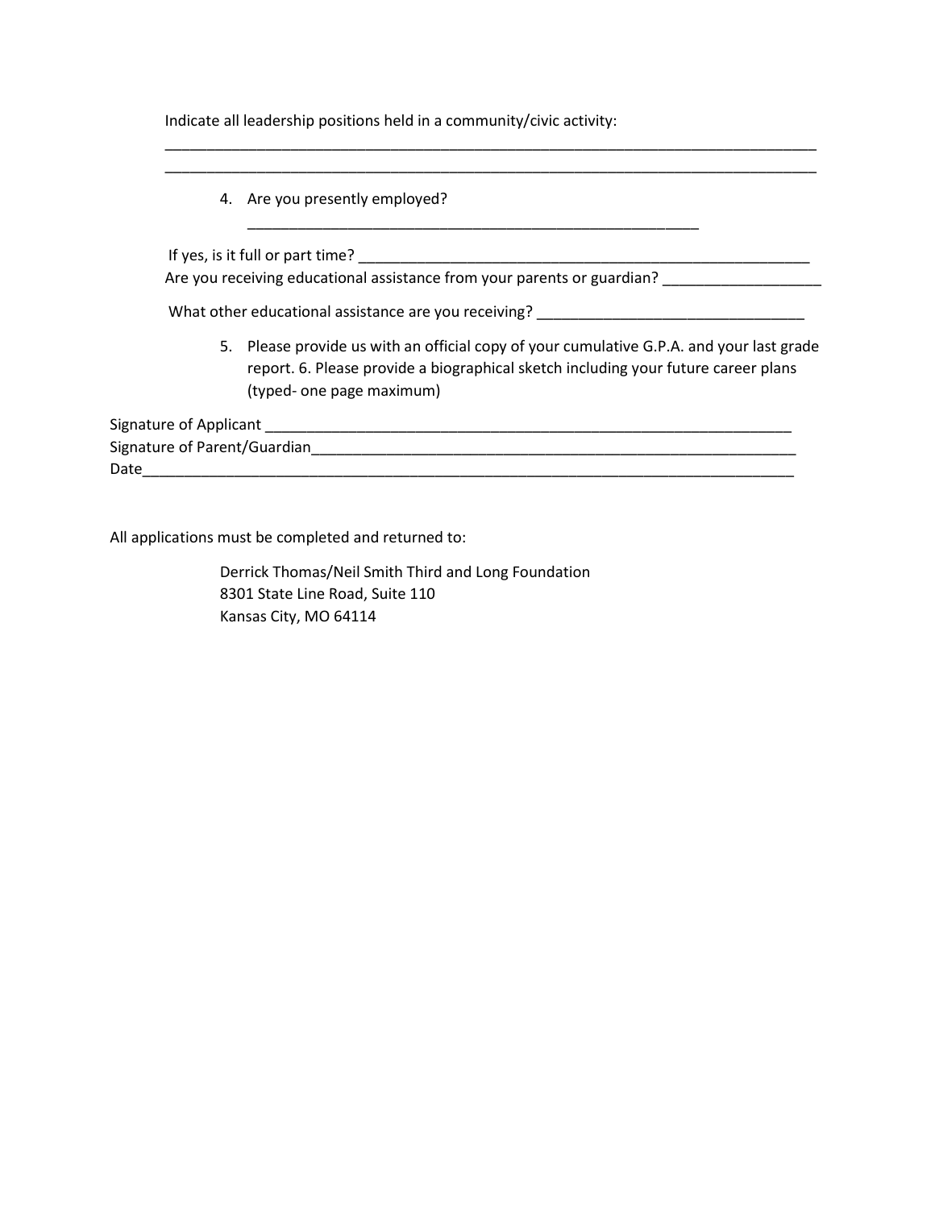Indicate all leadership positions held in a community/civic activity:

________________________________________________________________________________

________________________________________________________________________________

4. Are you presently employed?

   ________________________________________________________

If yes, is it full or part time? ________________________________________________________

Are you receiving educational assistance from your parents or guardian? ___________________

What other educational assistance are you receiving? _________________________________

5. Please provide us with an official copy of your cumulative G.P.A. and your last grade report. 6. Please provide a biographical sketch including your future career plans (typed- one page maximum)

Signature of Applicant ___________________________________________________________________

Signature of Parent/Guardian______________________________________________________________

Date_____________________________________________________________________________________

All applications must be completed and returned to:

Derrick Thomas/Neil Smith Third and Long Foundation
8301 State Line Road, Suite 110
Kansas City, MO 64114